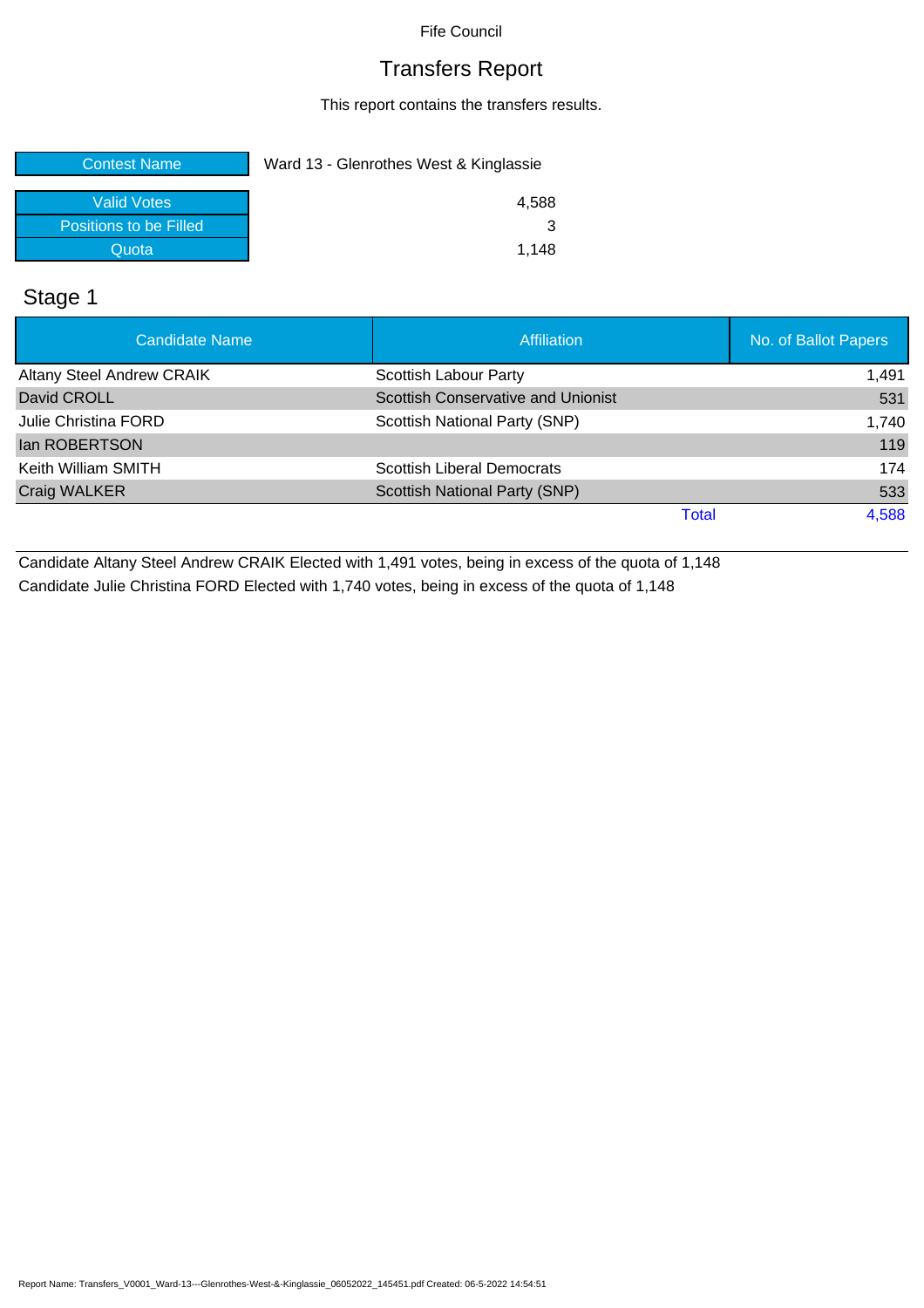Fife Council

# Transfers Report

This report contains the transfers results.

| | |
|---|---|
| Contest Name | Ward 13 - Glenrothes West & Kinglassie |
| Valid Votes | 4,588 |
| Positions to be Filled | 3 |
| Quota | 1,148 |

## Stage 1

| Candidate Name | Affiliation | No. of Ballot Papers |
|---|---|---|
| Altany Steel Andrew CRAIK | Scottish Labour Party | 1,491 |
| David CROLL | Scottish Conservative and Unionist | 531 |
| Julie Christina FORD | Scottish National Party (SNP) | 1,740 |
| Ian ROBERTSON | | 119 |
| Keith William SMITH | Scottish Liberal Democrats | 174 |
| Craig WALKER | Scottish National Party (SNP) | 533 |
| | Total | 4,588 |

Candidate Altany Steel Andrew CRAIK Elected with 1,491 votes, being in excess of the quota of 1,148

Candidate Julie Christina FORD Elected with 1,740 votes, being in excess of the quota of 1,148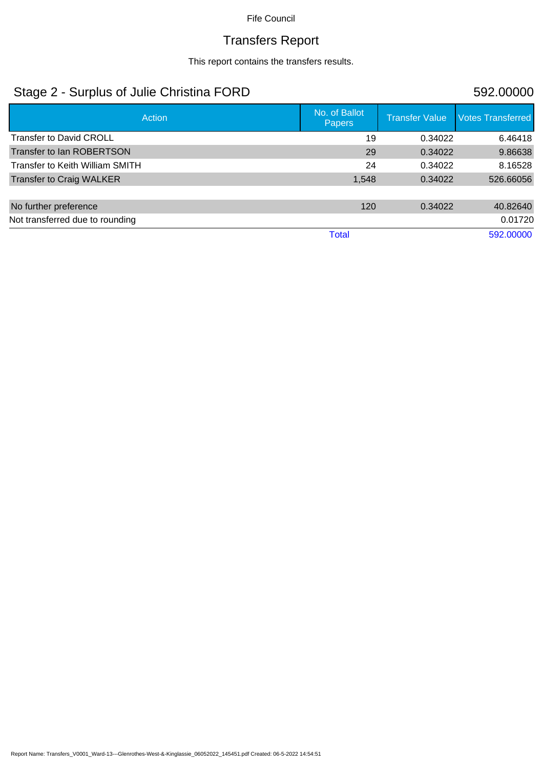Fife Council

# Transfers Report

This report contains the transfers results.

## Stage 2 - Surplus of Julie Christina FORD 592.00000

| Action | No. of Ballot Papers | Transfer Value | Votes Transferred |
|---|---|---|---|
| Transfer to David CROLL | 19 | 0.34022 | 6.46418 |
| Transfer to Ian ROBERTSON | 29 | 0.34022 | 9.86638 |
| Transfer to Keith William SMITH | 24 | 0.34022 | 8.16528 |
| Transfer to Craig WALKER | 1,548 | 0.34022 | 526.66056 |
| | | | |
| No further preference | 120 | 0.34022 | 40.82640 |
| Not transferred due to rounding | | | 0.01720 |
| | Total | | 592.00000 |

Report Name: Transfers_V0001_Ward-13---Glenrothes-West-&-Kinglassie_06052022_145451.pdf Created: 06-5-2022 14:54:51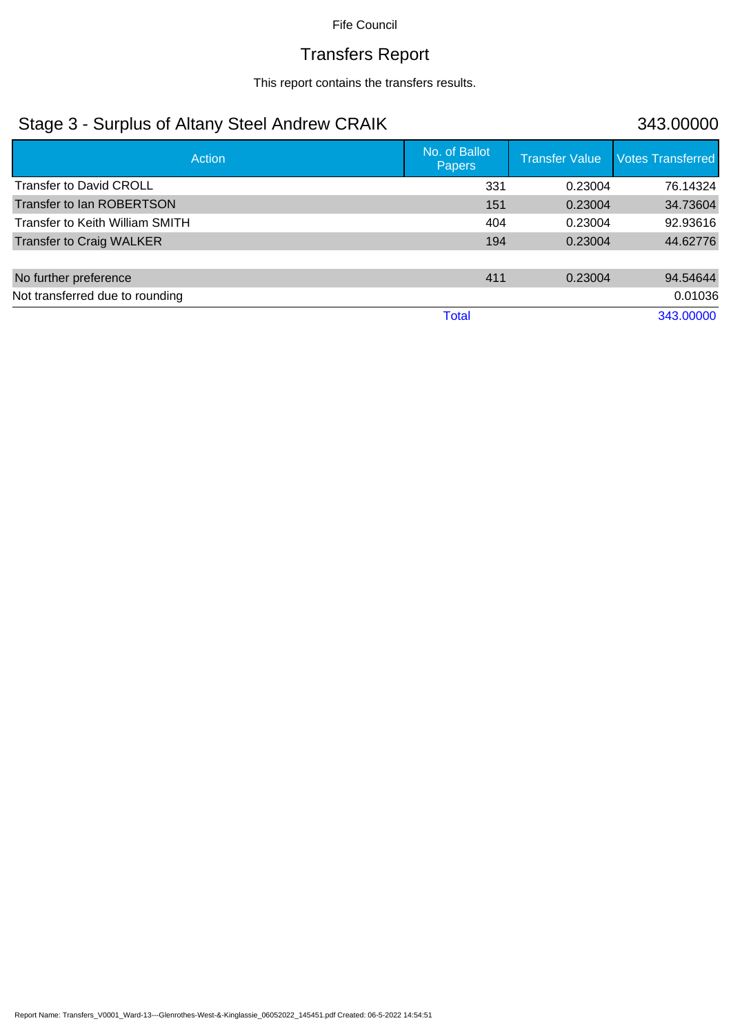Fife Council

# Transfers Report

This report contains the transfers results.

## Stage 3 - Surplus of Altany Steel Andrew CRAIK 343.00000

| Action | No. of Ballot Papers | Transfer Value | Votes Transferred |
|---|---|---|---|
| Transfer to David CROLL | 331 | 0.23004 | 76.14324 |
| Transfer to Ian ROBERTSON | 151 | 0.23004 | 34.73604 |
| Transfer to Keith William SMITH | 404 | 0.23004 | 92.93616 |
| Transfer to Craig WALKER | 194 | 0.23004 | 44.62776 |
| | | | |
| No further preference | 411 | 0.23004 | 94.54644 |
| Not transferred due to rounding | | | 0.01036 |
| | Total | | 343.00000 |

Report Name: Transfers_V0001_Ward-13---Glenrothes-West-&-Kinglassie_06052022_145451.pdf Created: 06-5-2022 14:54:51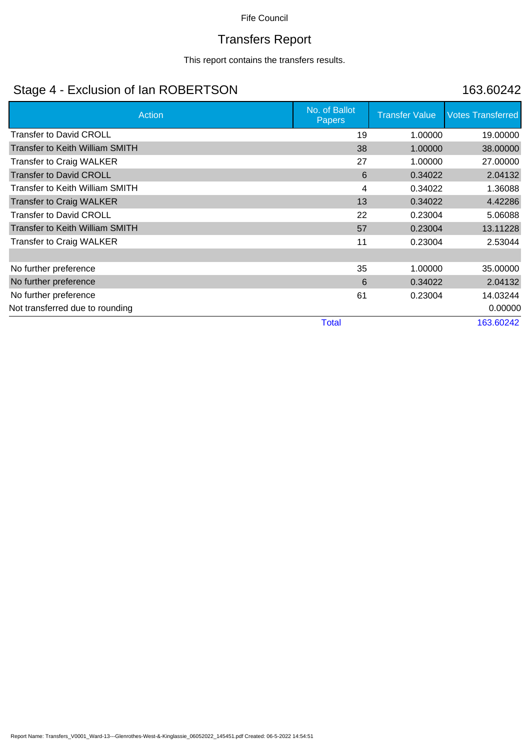Fife Council

# Transfers Report

This report contains the transfers results.

## Stage 4 - Exclusion of Ian ROBERTSON 163.60242

| Action | No. of Ballot Papers | Transfer Value | Votes Transferred |
|---|---|---|---|
| Transfer to David CROLL | 19 | 1.00000 | 19.00000 |
| Transfer to Keith William SMITH | 38 | 1.00000 | 38.00000 |
| Transfer to Craig WALKER | 27 | 1.00000 | 27.00000 |
| Transfer to David CROLL | 6 | 0.34022 | 2.04132 |
| Transfer to Keith William SMITH | 4 | 0.34022 | 1.36088 |
| Transfer to Craig WALKER | 13 | 0.34022 | 4.42286 |
| Transfer to David CROLL | 22 | 0.23004 | 5.06088 |
| Transfer to Keith William SMITH | 57 | 0.23004 | 13.11228 |
| Transfer to Craig WALKER | 11 | 0.23004 | 2.53044 |
| | | | |
| No further preference | 35 | 1.00000 | 35.00000 |
| No further preference | 6 | 0.34022 | 2.04132 |
| No further preference | 61 | 0.23004 | 14.03244 |
| Not transferred due to rounding | | | 0.00000 |
| | Total | | 163.60242 |

Report Name: Transfers_V0001_Ward-13---Glenrothes-West-&-Kinglassie_06052022_145451.pdf Created: 06-5-2022 14:54:51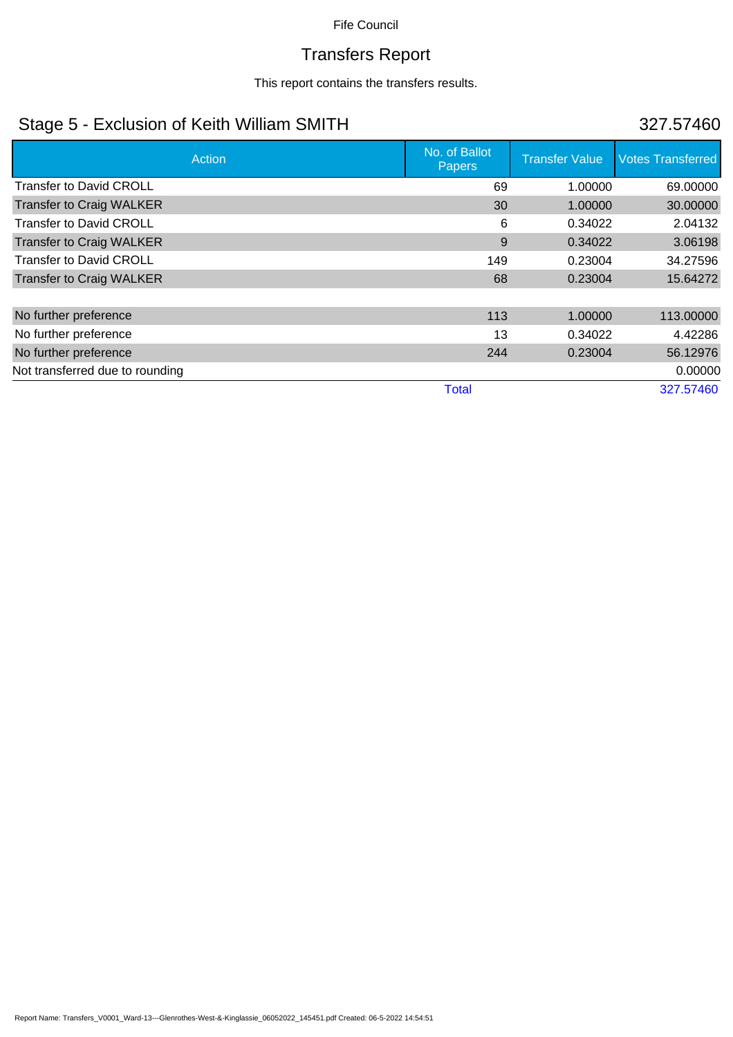Fife Council

# Transfers Report

This report contains the transfers results.

## Stage 5 - Exclusion of Keith William SMITH

327.57460

| Action | No. of Ballot Papers | Transfer Value | Votes Transferred |
|---|---|---|---|
| Transfer to David CROLL | 69 | 1.00000 | 69.00000 |
| Transfer to Craig WALKER | 30 | 1.00000 | 30.00000 |
| Transfer to David CROLL | 6 | 0.34022 | 2.04132 |
| Transfer to Craig WALKER | 9 | 0.34022 | 3.06198 |
| Transfer to David CROLL | 149 | 0.23004 | 34.27596 |
| Transfer to Craig WALKER | 68 | 0.23004 | 15.64272 |
| | | | |
| No further preference | 113 | 1.00000 | 113.00000 |
| No further preference | 13 | 0.34022 | 4.42286 |
| No further preference | 244 | 0.23004 | 56.12976 |
| Not transferred due to rounding | | | 0.00000 |
| | Total | | 327.57460 |

Report Name: Transfers_V0001_Ward-13---Glenrothes-West-&-Kinglassie_06052022_145451.pdf Created: 06-5-2022 14:54:51